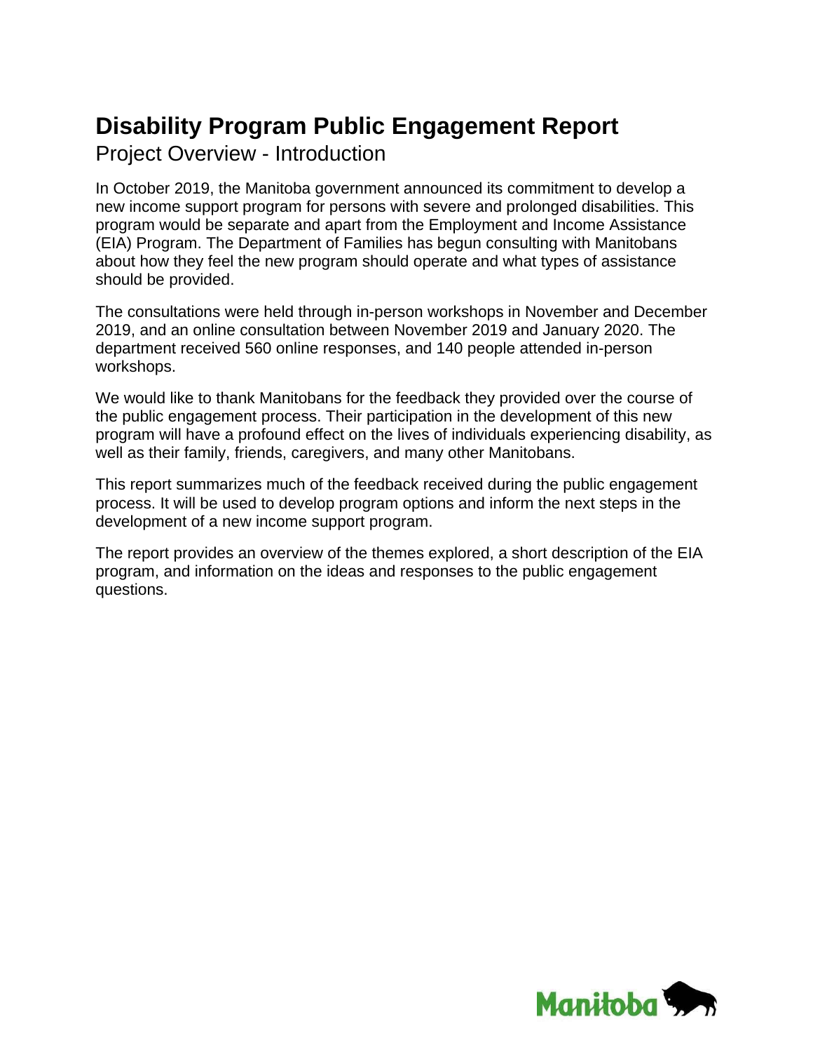# Disability Program Public Engagement Report

## Project Overview - Introduction

In October 2019, the Manitoba government announced its commitment to develop a new income support program for persons with severe and prolonged disabilities. This program would be separate and apart from the Employment and Income Assistance (EIA) Program. The Department of Families has begun consulting with Manitobans about how they feel the new program should operate and what types of assistance should be provided.

The consultations were held through in-person workshops in November and December 2019, and an online consultation between November 2019 and January 2020. The department received 560 online responses, and 140 people attended in-person workshops.

We would like to thank Manitobans for the feedback they provided over the course of the public engagement process. Their participation in the development of this new program will have a profound effect on the lives of individuals experiencing disability, as well as their family, friends, caregivers, and many other Manitobans.

This report summarizes much of the feedback received during the public engagement process. It will be used to develop program options and inform the next steps in the development of a new income support program.

The report provides an overview of the themes explored, a short description of the EIA program, and information on the ideas and responses to the public engagement questions.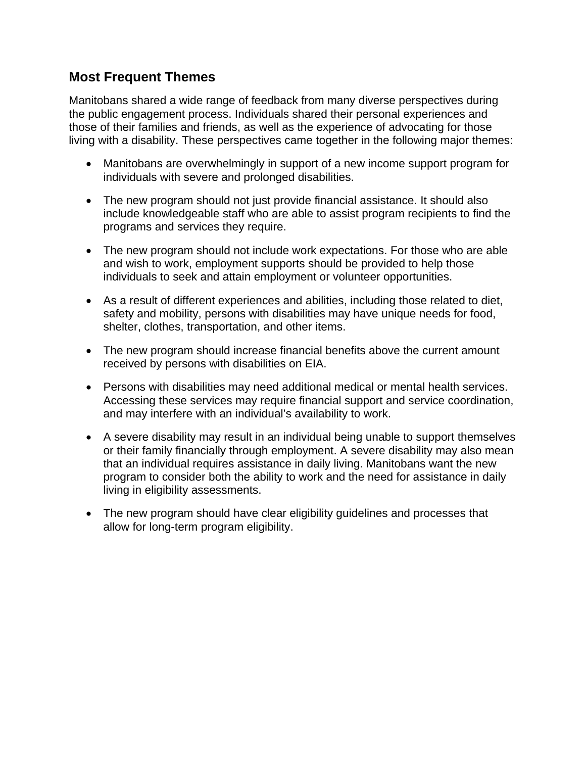## Most Frequent Themes

Manitobans shared a wide range of feedback from many diverse perspectives during the public engagement process. Individuals shared their personal experiences and those of their families and friends, as well as the experience of advocating for those living with a disability. These perspectives came together in the following major themes:

- Manitobans are overwhelmingly in support of a new income support program for individuals with severe and prolonged disabilities.
- The new program should not just provide financial assistance. It should also include knowledgeable staff who are able to assist program recipients to find the programs and services they require.
- The new program should not include work expectations. For those who are able and wish to work, employment supports should be provided to help those individuals to seek and attain employment or volunteer opportunities.
- As a result of different experiences and abilities, including those related to diet, safety and mobility, persons with disabilities may have unique needs for food, shelter, clothes, transportation, and other items.
- The new program should increase financial benefits above the current amount received by persons with disabilities on EIA.
- Persons with disabilities may need additional medical or mental health services. Accessing these services may require financial support and service coordination, and may interfere with an individual's availability to work.
- A severe disability may result in an individual being unable to support themselves or their family financially through employment. A severe disability may also mean that an individual requires assistance in daily living. Manitobans want the new program to consider both the ability to work and the need for assistance in daily living in eligibility assessments.
- The new program should have clear eligibility guidelines and processes that allow for long-term program eligibility.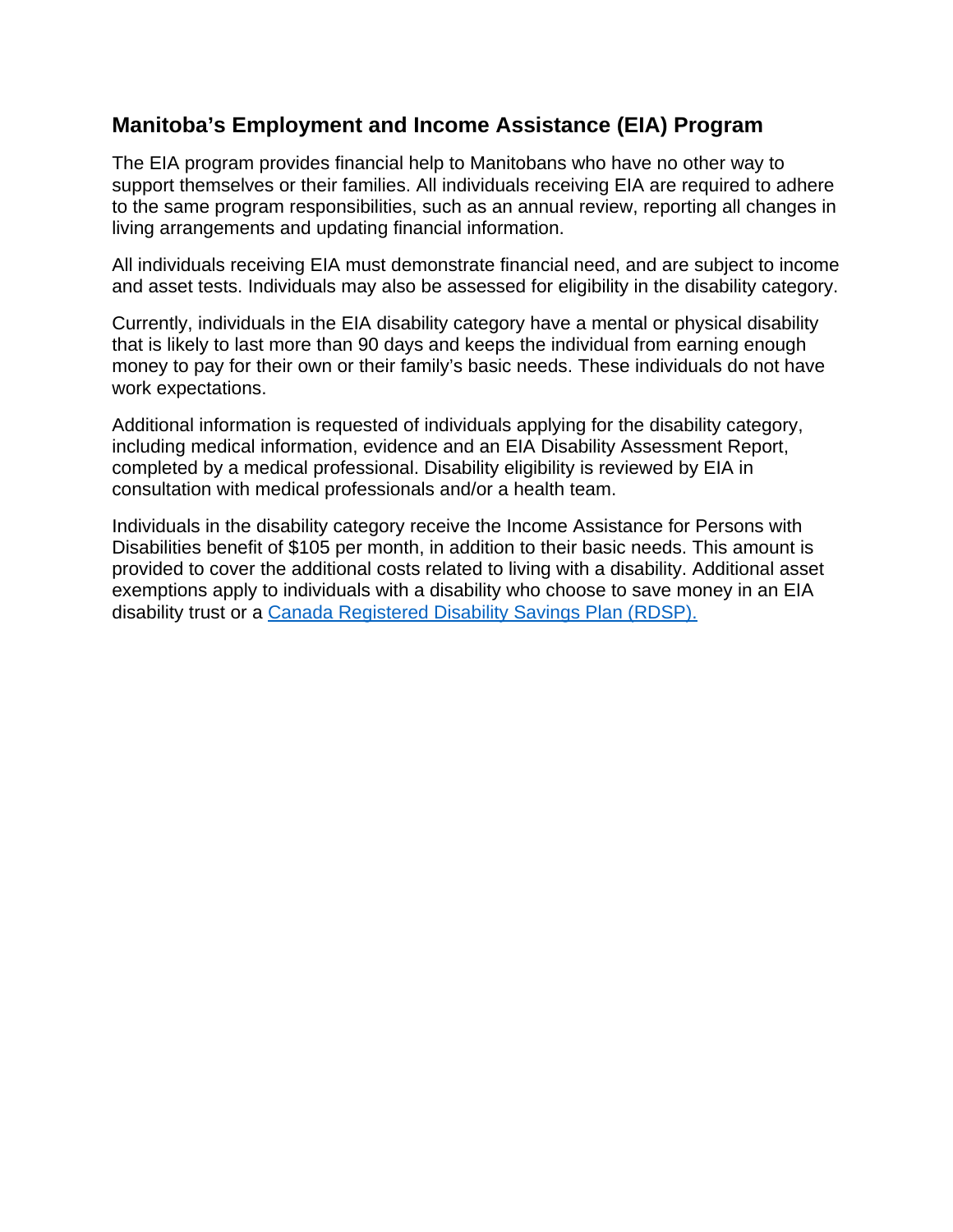## Manitoba's Employment and Income Assistance (EIA) Program

The EIA program provides financial help to Manitobans who have no other way to support themselves or their families. All individuals receiving EIA are required to adhere to the same program responsibilities, such as an annual review, reporting all changes in living arrangements and updating financial information.

All individuals receiving EIA must demonstrate financial need, and are subject to income and asset tests. Individuals may also be assessed for eligibility in the disability category.

Currently, individuals in the EIA disability category have a mental or physical disability that is likely to last more than 90 days and keeps the individual from earning enough money to pay for their own or their family's basic needs. These individuals do not have work expectations.

Additional information is requested of individuals applying for the disability category, including medical information, evidence and an EIA Disability Assessment Report, completed by a medical professional. Disability eligibility is reviewed by EIA in consultation with medical professionals and/or a health team.

Individuals in the disability category receive the Income Assistance for Persons with Disabilities benefit of $105 per month, in addition to their basic needs. This amount is provided to cover the additional costs related to living with a disability. Additional asset exemptions apply to individuals with a disability who choose to save money in an EIA disability trust or a Canada Registered Disability Savings Plan (RDSP).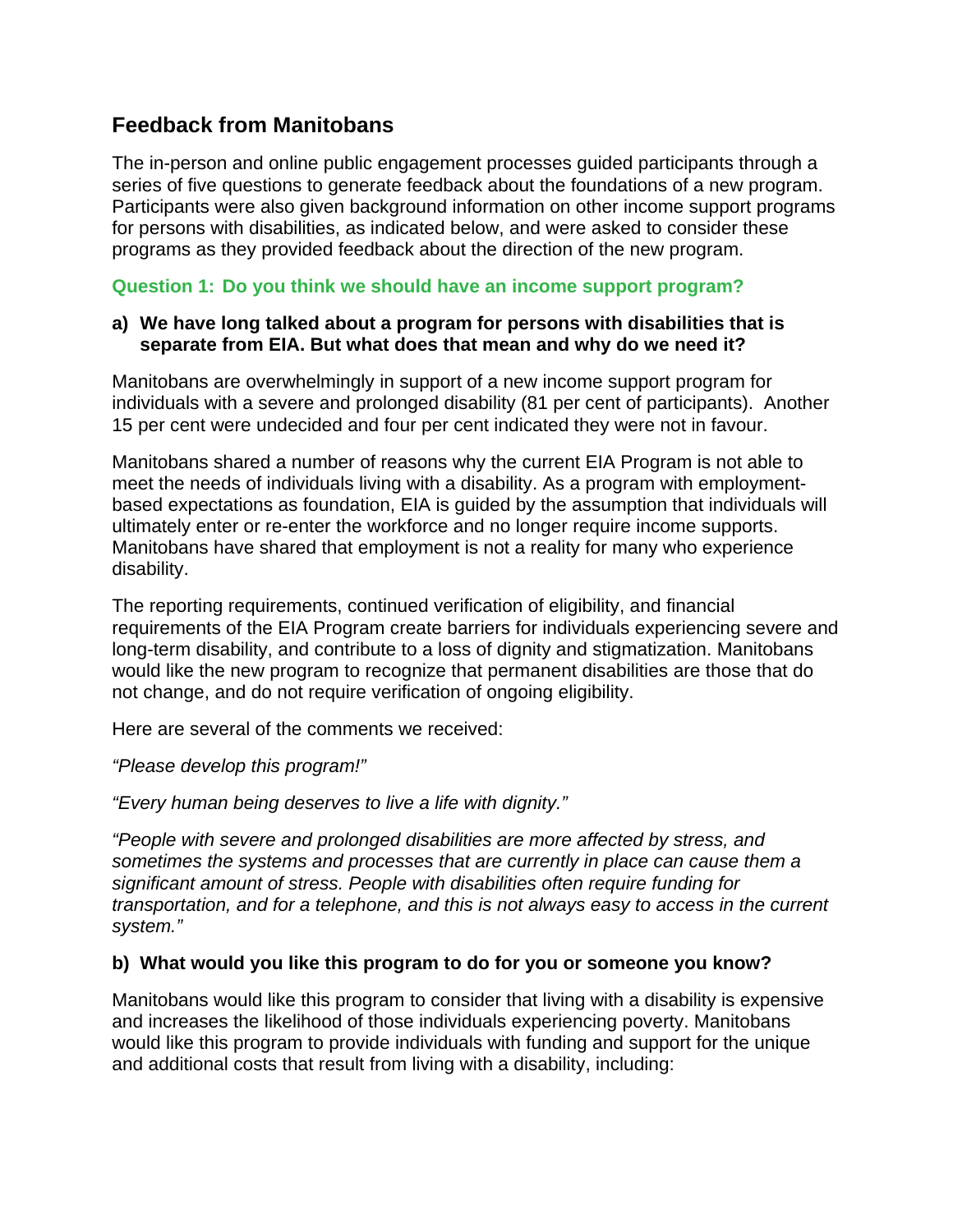## Feedback from Manitobans

The in-person and online public engagement processes guided participants through a series of five questions to generate feedback about the foundations of a new program. Participants were also given background information on other income support programs for persons with disabilities, as indicated below, and were asked to consider these programs as they provided feedback about the direction of the new program.

### Question 1: Do you think we should have an income support program?

**a) We have long talked about a program for persons with disabilities that is separate from EIA. But what does that mean and why do we need it?**

Manitobans are overwhelmingly in support of a new income support program for individuals with a severe and prolonged disability (81 per cent of participants). Another 15 per cent were undecided and four per cent indicated they were not in favour.

Manitobans shared a number of reasons why the current EIA Program is not able to meet the needs of individuals living with a disability. As a program with employment-based expectations as foundation, EIA is guided by the assumption that individuals will ultimately enter or re-enter the workforce and no longer require income supports. Manitobans have shared that employment is not a reality for many who experience disability.

The reporting requirements, continued verification of eligibility, and financial requirements of the EIA Program create barriers for individuals experiencing severe and long-term disability, and contribute to a loss of dignity and stigmatization. Manitobans would like the new program to recognize that permanent disabilities are those that do not change, and do not require verification of ongoing eligibility.

Here are several of the comments we received:

*"Please develop this program!"*

*"Every human being deserves to live a life with dignity."*

*"People with severe and prolonged disabilities are more affected by stress, and sometimes the systems and processes that are currently in place can cause them a significant amount of stress. People with disabilities often require funding for transportation, and for a telephone, and this is not always easy to access in the current system."*

**b) What would you like this program to do for you or someone you know?**

Manitobans would like this program to consider that living with a disability is expensive and increases the likelihood of those individuals experiencing poverty. Manitobans would like this program to provide individuals with funding and support for the unique and additional costs that result from living with a disability, including: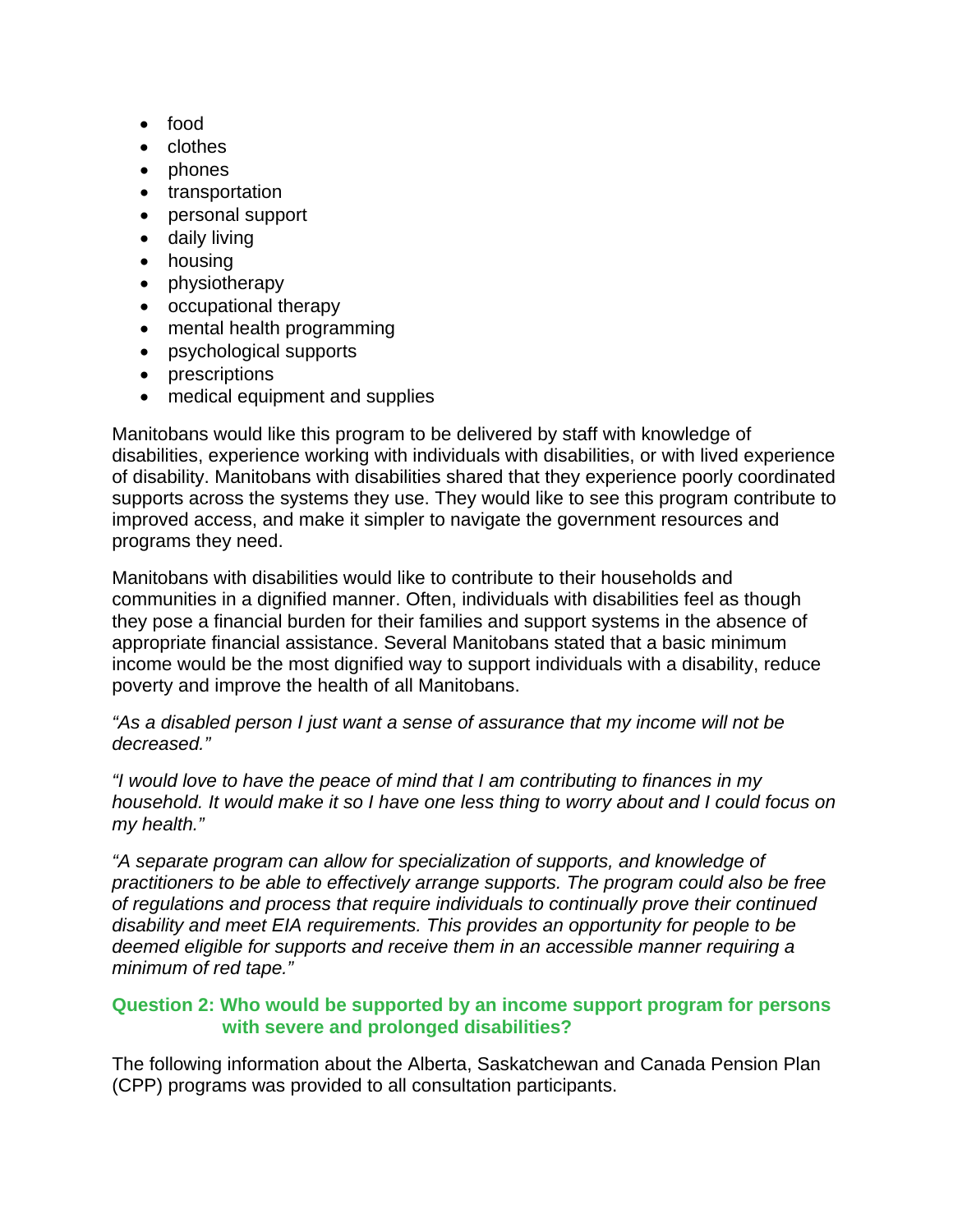- food
- clothes
- phones
- transportation
- personal support
- daily living
- housing
- physiotherapy
- occupational therapy
- mental health programming
- psychological supports
- prescriptions
- medical equipment and supplies

Manitobans would like this program to be delivered by staff with knowledge of disabilities, experience working with individuals with disabilities, or with lived experience of disability. Manitobans with disabilities shared that they experience poorly coordinated supports across the systems they use. They would like to see this program contribute to improved access, and make it simpler to navigate the government resources and programs they need.

Manitobans with disabilities would like to contribute to their households and communities in a dignified manner. Often, individuals with disabilities feel as though they pose a financial burden for their families and support systems in the absence of appropriate financial assistance. Several Manitobans stated that a basic minimum income would be the most dignified way to support individuals with a disability, reduce poverty and improve the health of all Manitobans.

*"As a disabled person I just want a sense of assurance that my income will not be decreased."*

*"I would love to have the peace of mind that I am contributing to finances in my household. It would make it so I have one less thing to worry about and I could focus on my health."*

*"A separate program can allow for specialization of supports, and knowledge of practitioners to be able to effectively arrange supports. The program could also be free of regulations and process that require individuals to continually prove their continued disability and meet EIA requirements. This provides an opportunity for people to be deemed eligible for supports and receive them in an accessible manner requiring a minimum of red tape."*

### Question 2: Who would be supported by an income support program for persons with severe and prolonged disabilities?

The following information about the Alberta, Saskatchewan and Canada Pension Plan (CPP) programs was provided to all consultation participants.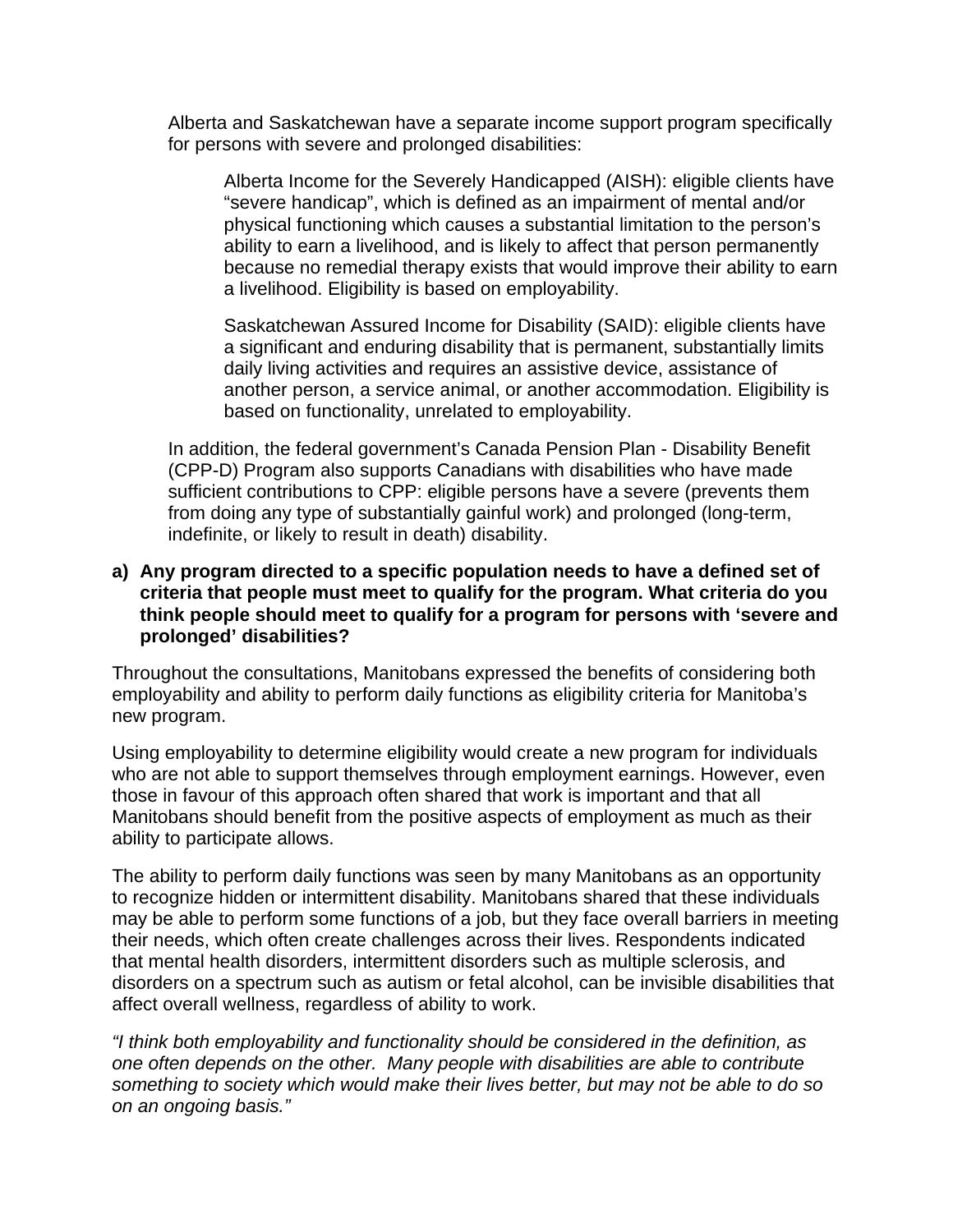Alberta and Saskatchewan have a separate income support program specifically for persons with severe and prolonged disabilities:

> Alberta Income for the Severely Handicapped (AISH): eligible clients have “severe handicap”, which is defined as an impairment of mental and/or physical functioning which causes a substantial limitation to the person’s ability to earn a livelihood, and is likely to affect that person permanently because no remedial therapy exists that would improve their ability to earn a livelihood. Eligibility is based on employability.
>
> Saskatchewan Assured Income for Disability (SAID): eligible clients have a significant and enduring disability that is permanent, substantially limits daily living activities and requires an assistive device, assistance of another person, a service animal, or another accommodation. Eligibility is based on functionality, unrelated to employability.

In addition, the federal government’s Canada Pension Plan - Disability Benefit (CPP-D) Program also supports Canadians with disabilities who have made sufficient contributions to CPP: eligible persons have a severe (prevents them from doing any type of substantially gainful work) and prolonged (long-term, indefinite, or likely to result in death) disability.

**a) Any program directed to a specific population needs to have a defined set of criteria that people must meet to qualify for the program. What criteria do you think people should meet to qualify for a program for persons with ‘severe and prolonged’ disabilities?**

Throughout the consultations, Manitobans expressed the benefits of considering both employability and ability to perform daily functions as eligibility criteria for Manitoba’s new program.

Using employability to determine eligibility would create a new program for individuals who are not able to support themselves through employment earnings. However, even those in favour of this approach often shared that work is important and that all Manitobans should benefit from the positive aspects of employment as much as their ability to participate allows.

The ability to perform daily functions was seen by many Manitobans as an opportunity to recognize hidden or intermittent disability. Manitobans shared that these individuals may be able to perform some functions of a job, but they face overall barriers in meeting their needs, which often create challenges across their lives. Respondents indicated that mental health disorders, intermittent disorders such as multiple sclerosis, and disorders on a spectrum such as autism or fetal alcohol, can be invisible disabilities that affect overall wellness, regardless of ability to work.

*“I think both employability and functionality should be considered in the definition, as one often depends on the other. Many people with disabilities are able to contribute something to society which would make their lives better, but may not be able to do so on an ongoing basis.”*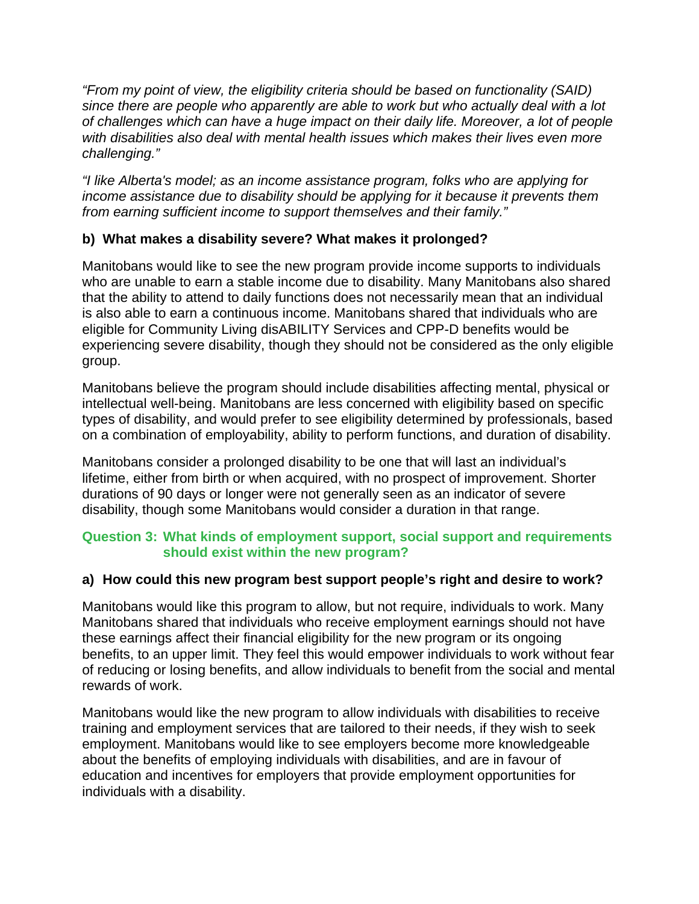*"From my point of view, the eligibility criteria should be based on functionality (SAID) since there are people who apparently are able to work but who actually deal with a lot of challenges which can have a huge impact on their daily life. Moreover, a lot of people with disabilities also deal with mental health issues which makes their lives even more challenging."*

*"I like Alberta's model; as an income assistance program, folks who are applying for income assistance due to disability should be applying for it because it prevents them from earning sufficient income to support themselves and their family."*

**b) What makes a disability severe? What makes it prolonged?**

Manitobans would like to see the new program provide income supports to individuals who are unable to earn a stable income due to disability. Many Manitobans also shared that the ability to attend to daily functions does not necessarily mean that an individual is also able to earn a continuous income. Manitobans shared that individuals who are eligible for Community Living disABILITY Services and CPP-D benefits would be experiencing severe disability, though they should not be considered as the only eligible group.

Manitobans believe the program should include disabilities affecting mental, physical or intellectual well-being. Manitobans are less concerned with eligibility based on specific types of disability, and would prefer to see eligibility determined by professionals, based on a combination of employability, ability to perform functions, and duration of disability.

Manitobans consider a prolonged disability to be one that will last an individual's lifetime, either from birth or when acquired, with no prospect of improvement. Shorter durations of 90 days or longer were not generally seen as an indicator of severe disability, though some Manitobans would consider a duration in that range.

## Question 3: What kinds of employment support, social support and requirements should exist within the new program?

**a) How could this new program best support people's right and desire to work?**

Manitobans would like this program to allow, but not require, individuals to work. Many Manitobans shared that individuals who receive employment earnings should not have these earnings affect their financial eligibility for the new program or its ongoing benefits, to an upper limit. They feel this would empower individuals to work without fear of reducing or losing benefits, and allow individuals to benefit from the social and mental rewards of work.

Manitobans would like the new program to allow individuals with disabilities to receive training and employment services that are tailored to their needs, if they wish to seek employment. Manitobans would like to see employers become more knowledgeable about the benefits of employing individuals with disabilities, and are in favour of education and incentives for employers that provide employment opportunities for individuals with a disability.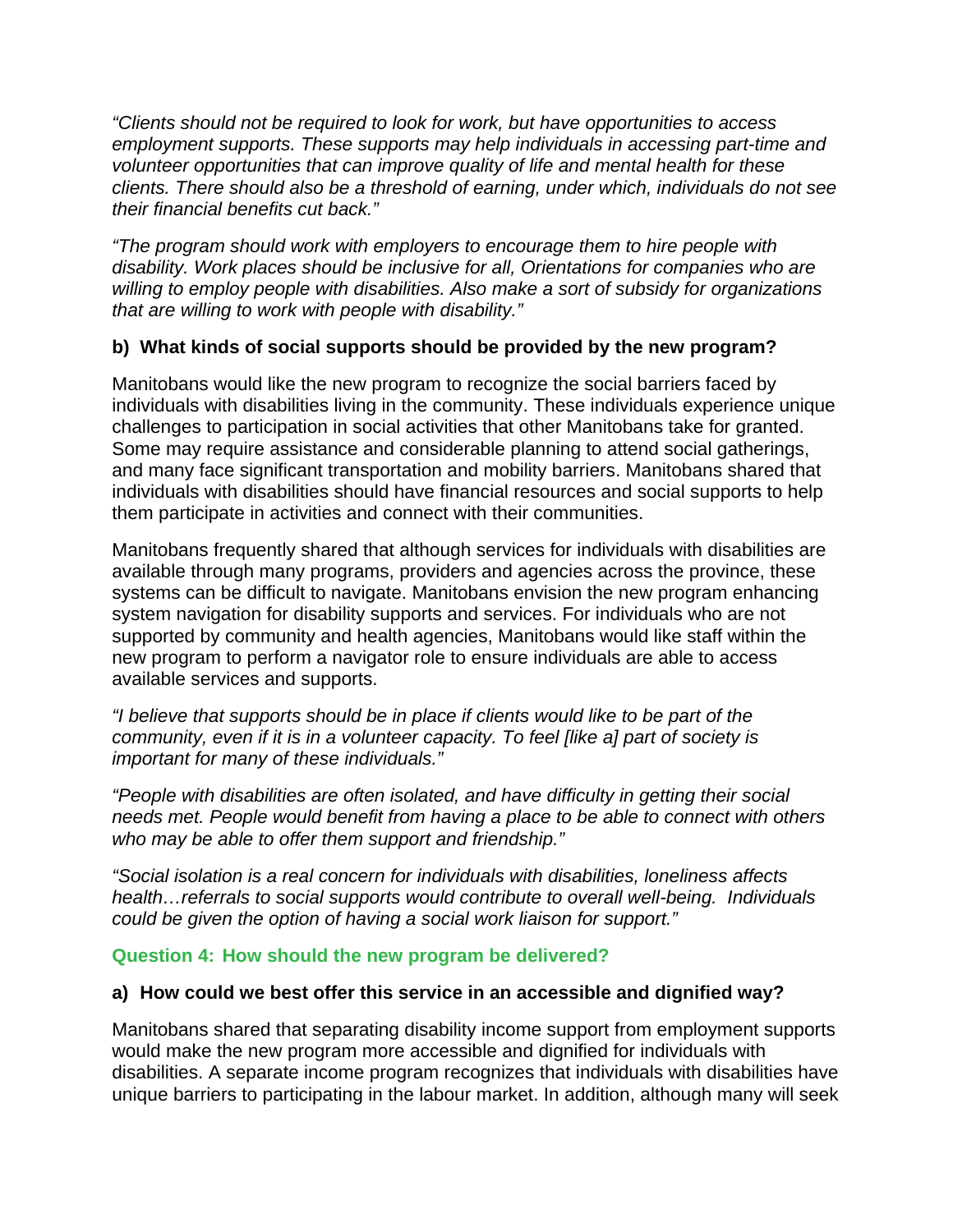*“Clients should not be required to look for work, but have opportunities to access employment supports. These supports may help individuals in accessing part-time and volunteer opportunities that can improve quality of life and mental health for these clients. There should also be a threshold of earning, under which, individuals do not see their financial benefits cut back.”*

*“The program should work with employers to encourage them to hire people with disability. Work places should be inclusive for all, Orientations for companies who are willing to employ people with disabilities. Also make a sort of subsidy for organizations that are willing to work with people with disability.”*

### b) What kinds of social supports should be provided by the new program?

Manitobans would like the new program to recognize the social barriers faced by individuals with disabilities living in the community. These individuals experience unique challenges to participation in social activities that other Manitobans take for granted. Some may require assistance and considerable planning to attend social gatherings, and many face significant transportation and mobility barriers. Manitobans shared that individuals with disabilities should have financial resources and social supports to help them participate in activities and connect with their communities.

Manitobans frequently shared that although services for individuals with disabilities are available through many programs, providers and agencies across the province, these systems can be difficult to navigate. Manitobans envision the new program enhancing system navigation for disability supports and services. For individuals who are not supported by community and health agencies, Manitobans would like staff within the new program to perform a navigator role to ensure individuals are able to access available services and supports.

*“I believe that supports should be in place if clients would like to be part of the community, even if it is in a volunteer capacity. To feel [like a] part of society is important for many of these individuals.”*

*“People with disabilities are often isolated, and have difficulty in getting their social needs met. People would benefit from having a place to be able to connect with others who may be able to offer them support and friendship.”*

*“Social isolation is a real concern for individuals with disabilities, loneliness affects health…referrals to social supports would contribute to overall well-being. Individuals could be given the option of having a social work liaison for support.”*

## Question 4: How should the new program be delivered?

### a) How could we best offer this service in an accessible and dignified way?

Manitobans shared that separating disability income support from employment supports would make the new program more accessible and dignified for individuals with disabilities. A separate income program recognizes that individuals with disabilities have unique barriers to participating in the labour market. In addition, although many will seek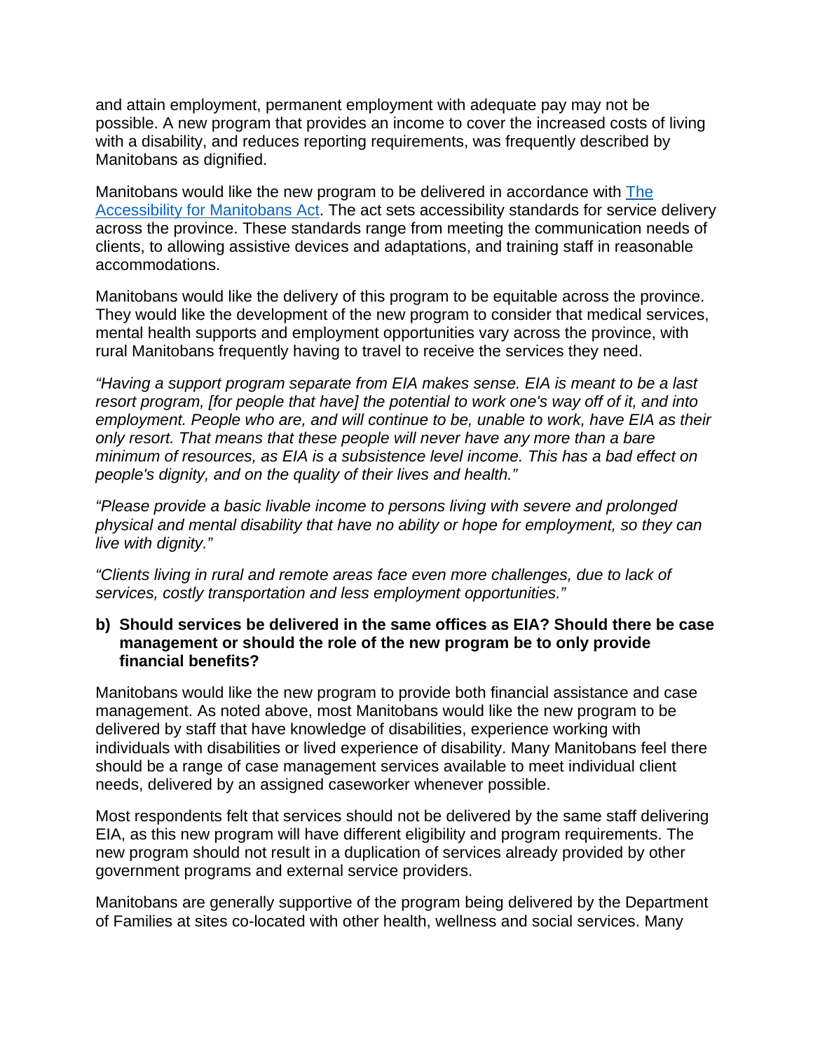and attain employment, permanent employment with adequate pay may not be possible. A new program that provides an income to cover the increased costs of living with a disability, and reduces reporting requirements, was frequently described by Manitobans as dignified.

Manitobans would like the new program to be delivered in accordance with [The Accessibility for Manitobans Act](). The act sets accessibility standards for service delivery across the province. These standards range from meeting the communication needs of clients, to allowing assistive devices and adaptations, and training staff in reasonable accommodations.

Manitobans would like the delivery of this program to be equitable across the province. They would like the development of the new program to consider that medical services, mental health supports and employment opportunities vary across the province, with rural Manitobans frequently having to travel to receive the services they need.

*"Having a support program separate from EIA makes sense. EIA is meant to be a last resort program, [for people that have] the potential to work one's way off of it, and into employment. People who are, and will continue to be, unable to work, have EIA as their only resort. That means that these people will never have any more than a bare minimum of resources, as EIA is a subsistence level income. This has a bad effect on people's dignity, and on the quality of their lives and health."*

*"Please provide a basic livable income to persons living with severe and prolonged physical and mental disability that have no ability or hope for employment, so they can live with dignity."*

*"Clients living in rural and remote areas face even more challenges, due to lack of services, costly transportation and less employment opportunities."*

**b) Should services be delivered in the same offices as EIA? Should there be case management or should the role of the new program be to only provide financial benefits?**

Manitobans would like the new program to provide both financial assistance and case management. As noted above, most Manitobans would like the new program to be delivered by staff that have knowledge of disabilities, experience working with individuals with disabilities or lived experience of disability. Many Manitobans feel there should be a range of case management services available to meet individual client needs, delivered by an assigned caseworker whenever possible.

Most respondents felt that services should not be delivered by the same staff delivering EIA, as this new program will have different eligibility and program requirements. The new program should not result in a duplication of services already provided by other government programs and external service providers.

Manitobans are generally supportive of the program being delivered by the Department of Families at sites co-located with other health, wellness and social services. Many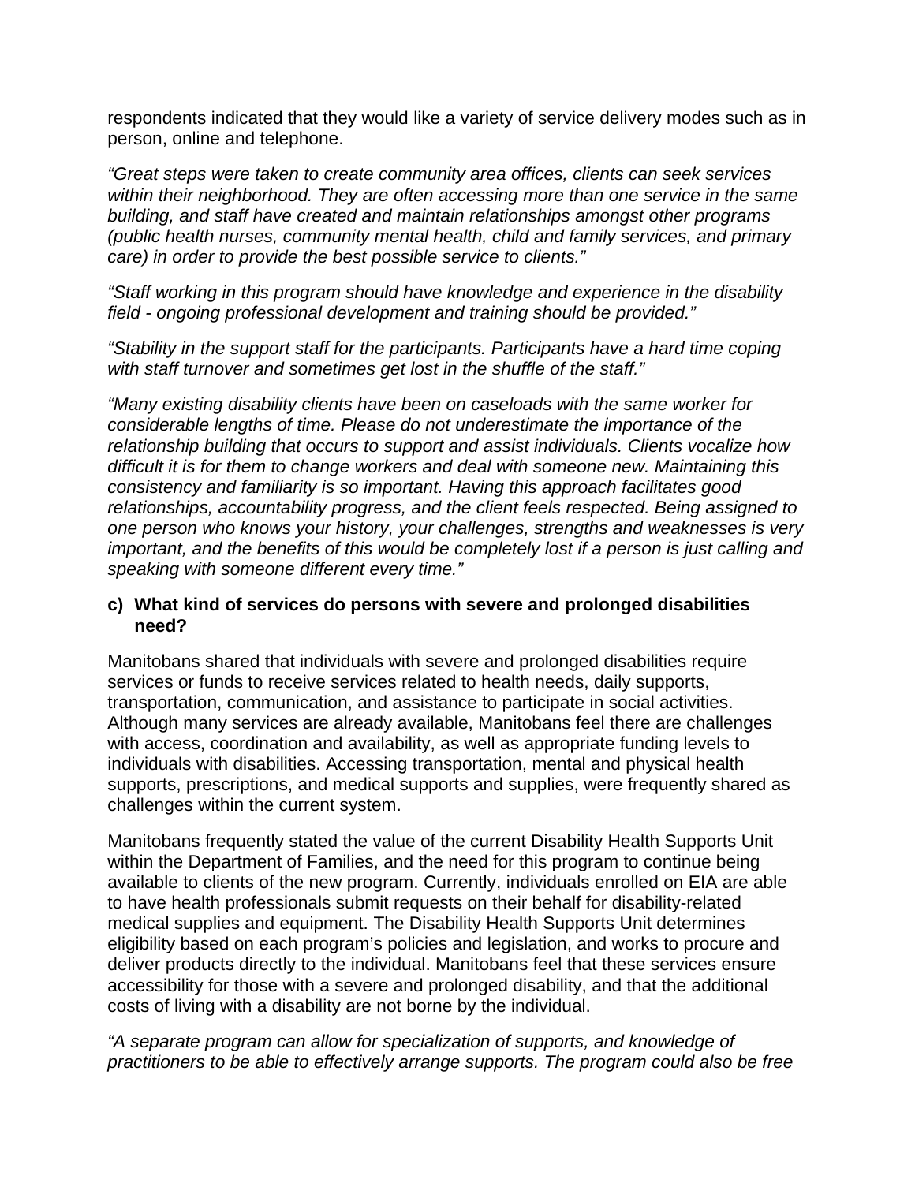respondents indicated that they would like a variety of service delivery modes such as in person, online and telephone.

*"Great steps were taken to create community area offices, clients can seek services within their neighborhood. They are often accessing more than one service in the same building, and staff have created and maintain relationships amongst other programs (public health nurses, community mental health, child and family services, and primary care) in order to provide the best possible service to clients."*

*"Staff working in this program should have knowledge and experience in the disability field - ongoing professional development and training should be provided."*

*"Stability in the support staff for the participants. Participants have a hard time coping with staff turnover and sometimes get lost in the shuffle of the staff."*

*"Many existing disability clients have been on caseloads with the same worker for considerable lengths of time. Please do not underestimate the importance of the relationship building that occurs to support and assist individuals. Clients vocalize how difficult it is for them to change workers and deal with someone new. Maintaining this consistency and familiarity is so important. Having this approach facilitates good relationships, accountability progress, and the client feels respected. Being assigned to one person who knows your history, your challenges, strengths and weaknesses is very important, and the benefits of this would be completely lost if a person is just calling and speaking with someone different every time."*

### c) What kind of services do persons with severe and prolonged disabilities need?

Manitobans shared that individuals with severe and prolonged disabilities require services or funds to receive services related to health needs, daily supports, transportation, communication, and assistance to participate in social activities. Although many services are already available, Manitobans feel there are challenges with access, coordination and availability, as well as appropriate funding levels to individuals with disabilities. Accessing transportation, mental and physical health supports, prescriptions, and medical supports and supplies, were frequently shared as challenges within the current system.

Manitobans frequently stated the value of the current Disability Health Supports Unit within the Department of Families, and the need for this program to continue being available to clients of the new program. Currently, individuals enrolled on EIA are able to have health professionals submit requests on their behalf for disability-related medical supplies and equipment. The Disability Health Supports Unit determines eligibility based on each program's policies and legislation, and works to procure and deliver products directly to the individual. Manitobans feel that these services ensure accessibility for those with a severe and prolonged disability, and that the additional costs of living with a disability are not borne by the individual.

*"A separate program can allow for specialization of supports, and knowledge of practitioners to be able to effectively arrange supports. The program could also be free*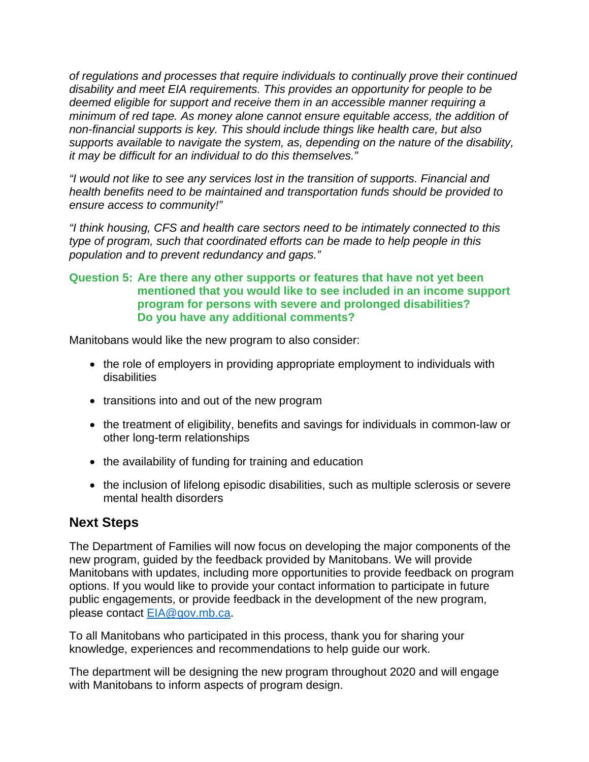*of regulations and processes that require individuals to continually prove their continued disability and meet EIA requirements. This provides an opportunity for people to be deemed eligible for support and receive them in an accessible manner requiring a minimum of red tape. As money alone cannot ensure equitable access, the addition of non-financial supports is key. This should include things like health care, but also supports available to navigate the system, as, depending on the nature of the disability, it may be difficult for an individual to do this themselves."*

*"I would not like to see any services lost in the transition of supports. Financial and health benefits need to be maintained and transportation funds should be provided to ensure access to community!"*

*"I think housing, CFS and health care sectors need to be intimately connected to this type of program, such that coordinated efforts can be made to help people in this population and to prevent redundancy and gaps."*

**Question 5: Are there any other supports or features that have not yet been mentioned that you would like to see included in an income support program for persons with severe and prolonged disabilities? Do you have any additional comments?**

Manitobans would like the new program to also consider:

- the role of employers in providing appropriate employment to individuals with disabilities
- transitions into and out of the new program
- the treatment of eligibility, benefits and savings for individuals in common-law or other long-term relationships
- the availability of funding for training and education
- the inclusion of lifelong episodic disabilities, such as multiple sclerosis or severe mental health disorders

## Next Steps

The Department of Families will now focus on developing the major components of the new program, guided by the feedback provided by Manitobans. We will provide Manitobans with updates, including more opportunities to provide feedback on program options. If you would like to provide your contact information to participate in future public engagements, or provide feedback in the development of the new program, please contact [EIA@gov.mb.ca](mailto:EIA@gov.mb.ca).

To all Manitobans who participated in this process, thank you for sharing your knowledge, experiences and recommendations to help guide our work.

The department will be designing the new program throughout 2020 and will engage with Manitobans to inform aspects of program design.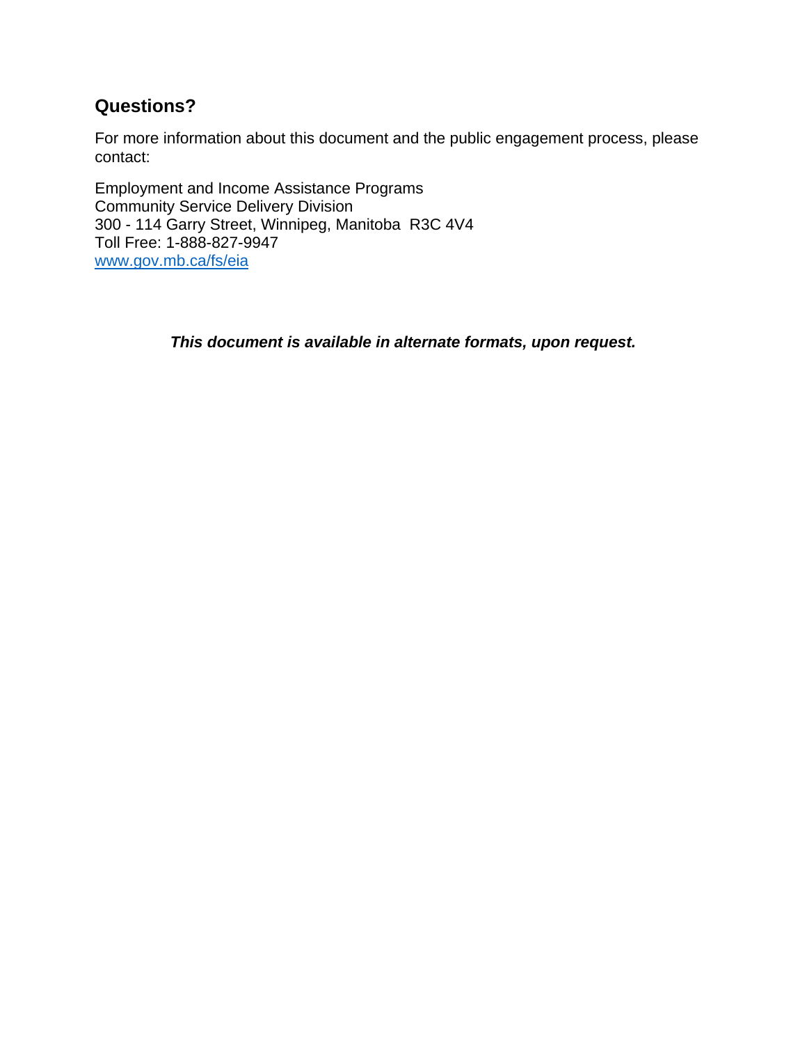## Questions?

For more information about this document and the public engagement process, please contact:

Employment and Income Assistance Programs  
Community Service Delivery Division  
300 - 114 Garry Street, Winnipeg, Manitoba  R3C 4V4  
Toll Free: 1-888-827-9947  
www.gov.mb.ca/fs/eia

***This document is available in alternate formats, upon request.***